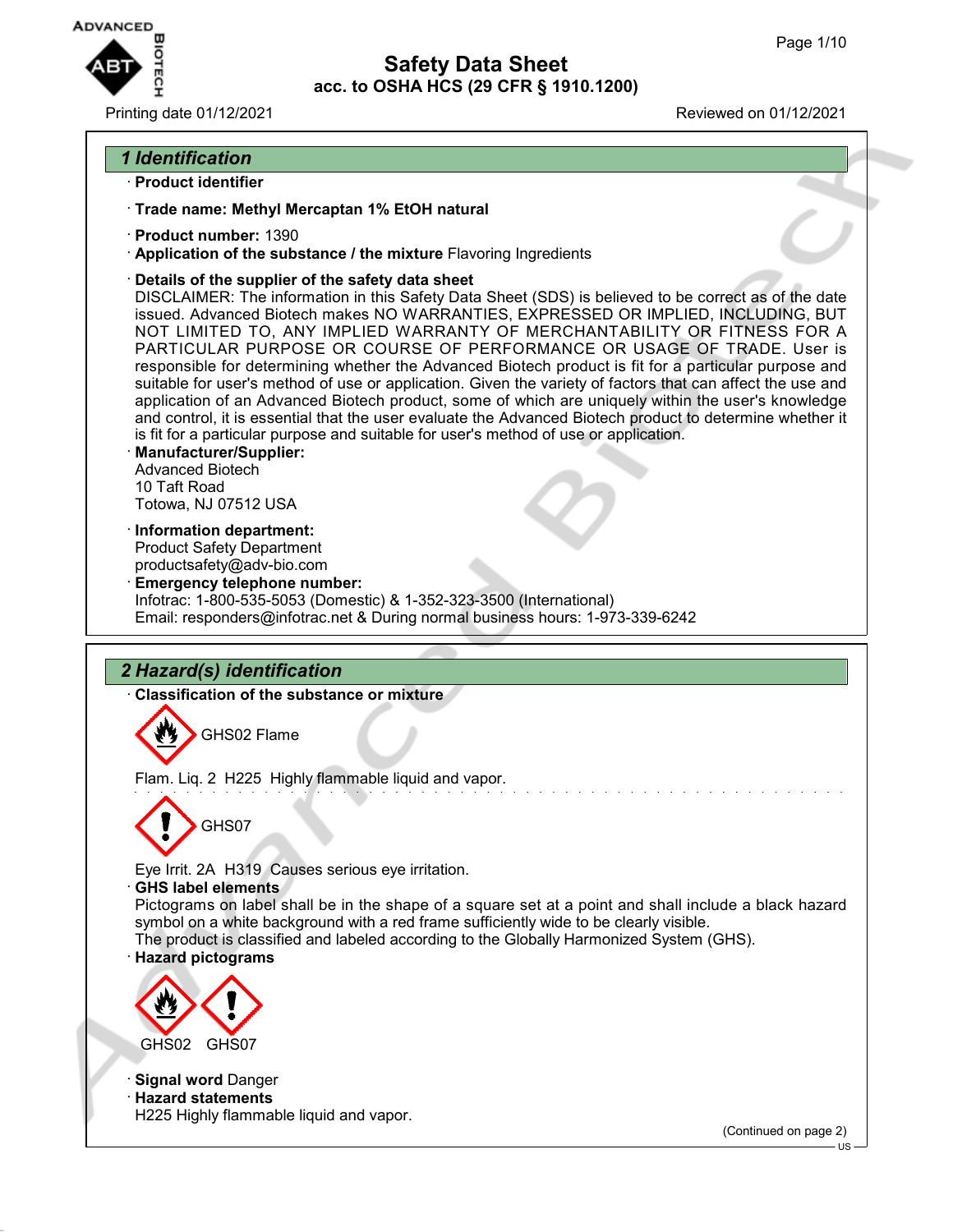# Safety Data Sheet

## acc. to OSHA HCS (29 CFR § 1910.1200)

Printing date 01/12/2021 Reviewed on 01/12/2021

## 1 Identification

· **Product identifier**

· **Trade name: Methyl Mercaptan 1% EtOH natural**

· **Product number:** 1390

· **Application of the substance / the mixture** Flavoring Ingredients

· **Details of the supplier of the safety data sheet**

DISCLAIMER: The information in this Safety Data Sheet (SDS) is believed to be correct as of the date issued. Advanced Biotech makes NO WARRANTIES, EXPRESSED OR IMPLIED, INCLUDING, BUT NOT LIMITED TO, ANY IMPLIED WARRANTY OF MERCHANTABILITY OR FITNESS FOR A PARTICULAR PURPOSE OR COURSE OF PERFORMANCE OR USAGE OF TRADE. User is responsible for determining whether the Advanced Biotech product is fit for a particular purpose and suitable for user's method of use or application. Given the variety of factors that can affect the use and application of an Advanced Biotech product, some of which are uniquely within the user's knowledge and control, it is essential that the user evaluate the Advanced Biotech product to determine whether it is fit for a particular purpose and suitable for user's method of use or application.

· **Manufacturer/Supplier:**

Advanced Biotech
10 Taft Road
Totowa, NJ 07512 USA

· **Information department:**

Product Safety Department
productsafety@adv-bio.com

· **Emergency telephone number:**

Infotrac: 1-800-535-5053 (Domestic) & 1-352-323-3500 (International)
Email: responders@infotrac.net & During normal business hours: 1-973-339-6242

## 2 Hazard(s) identification

· **Classification of the substance or mixture**

GHS02 Flame

Flam. Liq. 2 H225 Highly flammable liquid and vapor.

GHS07

Eye Irrit. 2A H319 Causes serious eye irritation.

· **GHS label elements**

Pictograms on label shall be in the shape of a square set at a point and shall include a black hazard symbol on a white background with a red frame sufficiently wide to be clearly visible.
The product is classified and labeled according to the Globally Harmonized System (GHS).

· **Hazard pictograms**

GHS02 GHS07

· **Signal word** Danger

· **Hazard statements**

H225 Highly flammable liquid and vapor.

(Continued on page 2)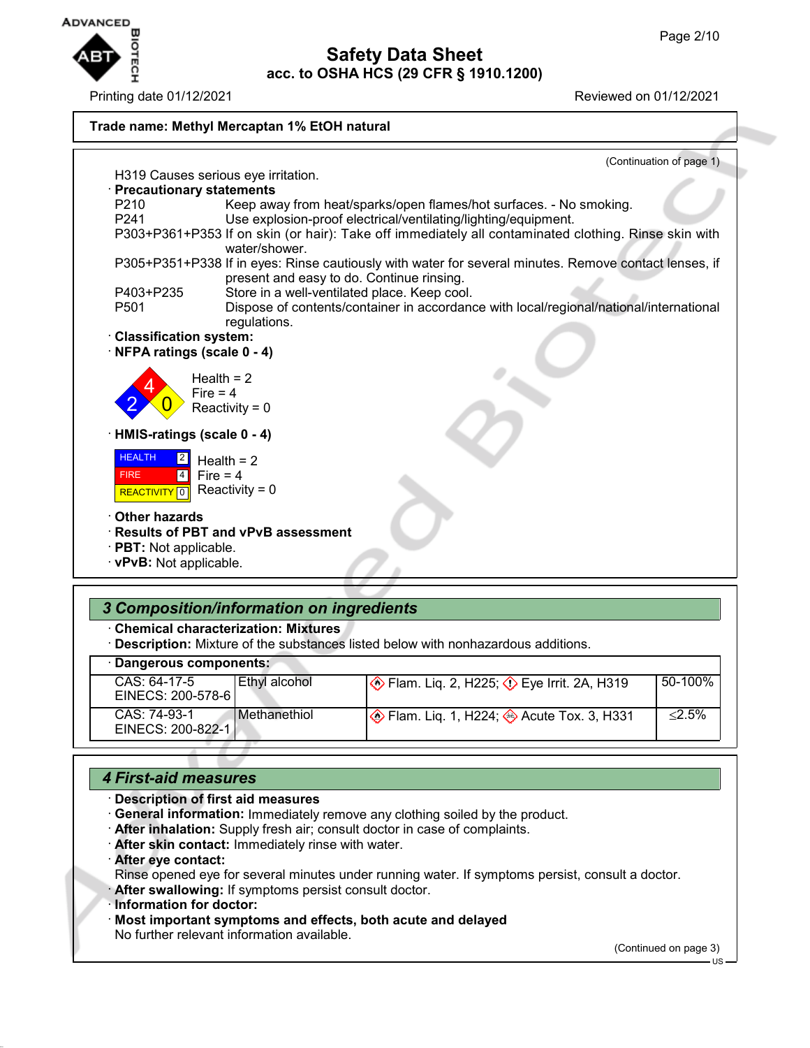**Trade name: Methyl Mercaptan 1% EtOH natural**

(Continuation of page 1)

H319 Causes serious eye irritation.

· **Precautionary statements**

| | |
|---|---|
| P210 | Keep away from heat/sparks/open flames/hot surfaces. - No smoking. |
| P241 | Use explosion-proof electrical/ventilating/lighting/equipment. |
| P303+P361+P353 | If on skin (or hair): Take off immediately all contaminated clothing. Rinse skin with water/shower. |
| P305+P351+P338 | If in eyes: Rinse cautiously with water for several minutes. Remove contact lenses, if present and easy to do. Continue rinsing. |
| P403+P235 | Store in a well-ventilated place. Keep cool. |
| P501 | Dispose of contents/container in accordance with local/regional/national/international regulations. |

· **Classification system:**

· **NFPA ratings (scale 0 - 4)**

Health = 2
Fire = 4
Reactivity = 0

· **HMIS-ratings (scale 0 - 4)**

| | |
|---|---|
| HEALTH | 2 |
| FIRE | 4 |
| REACTIVITY | 0 |

Health = 2
Fire = 4
Reactivity = 0

· **Other hazards**

· **Results of PBT and vPvB assessment**

· **PBT:** Not applicable.

· **vPvB:** Not applicable.

## *3 Composition/information on ingredients*

· **Chemical characterization: Mixtures**

· **Description:** Mixture of the substances listed below with nonhazardous additions.

· **Dangerous components:**

| | | | |
|---|---|---|---|
| CAS: 64-17-5<br>EINECS: 200-578-6 | Ethyl alcohol | Flam. Liq. 2, H225; Eye Irrit. 2A, H319 | 50-100% |
| CAS: 74-93-1<br>EINECS: 200-822-1 | Methanethiol | Flam. Liq. 1, H224; Acute Tox. 3, H331 | ≤2.5% |

## *4 First-aid measures*

· **Description of first aid measures**

· **General information:** Immediately remove any clothing soiled by the product.

· **After inhalation:** Supply fresh air; consult doctor in case of complaints.

· **After skin contact:** Immediately rinse with water.

· **After eye contact:**
Rinse opened eye for several minutes under running water. If symptoms persist, consult a doctor.

· **After swallowing:** If symptoms persist consult doctor.

· **Information for doctor:**

· **Most important symptoms and effects, both acute and delayed**
No further relevant information available.

(Continued on page 3)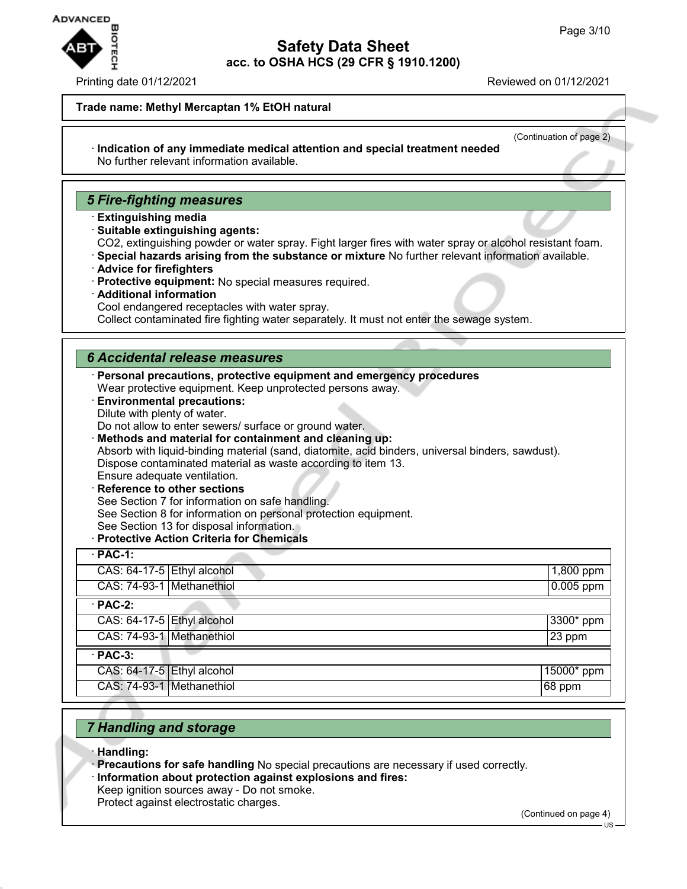**Trade name: Methyl Mercaptan 1% EtOH natural**

(Continuation of page 2)

· **Indication of any immediate medical attention and special treatment needed**
No further relevant information available.

## 5 Fire-fighting measures

· **Extinguishing media**
· **Suitable extinguishing agents:**
CO2, extinguishing powder or water spray. Fight larger fires with water spray or alcohol resistant foam.
· **Special hazards arising from the substance or mixture** No further relevant information available.
· **Advice for firefighters**
· **Protective equipment:** No special measures required.
· **Additional information**
Cool endangered receptacles with water spray.
Collect contaminated fire fighting water separately. It must not enter the sewage system.

## 6 Accidental release measures

· **Personal precautions, protective equipment and emergency procedures**
Wear protective equipment. Keep unprotected persons away.
· **Environmental precautions:**
Dilute with plenty of water.
Do not allow to enter sewers/ surface or ground water.
· **Methods and material for containment and cleaning up:**
Absorb with liquid-binding material (sand, diatomite, acid binders, universal binders, sawdust).
Dispose contaminated material as waste according to item 13.
Ensure adequate ventilation.
· **Reference to other sections**
See Section 7 for information on safe handling.
See Section 8 for information on personal protection equipment.
See Section 13 for disposal information.
· **Protective Action Criteria for Chemicals**

| · **PAC-1:** | | |
|---|---|---|
| CAS: 64-17-5 | Ethyl alcohol | 1,800 ppm |
| CAS: 74-93-1 | Methanethiol | 0.005 ppm |
| · **PAC-2:** | | |
| CAS: 64-17-5 | Ethyl alcohol | 3300* ppm |
| CAS: 74-93-1 | Methanethiol | 23 ppm |
| · **PAC-3:** | | |
| CAS: 64-17-5 | Ethyl alcohol | 15000* ppm |
| CAS: 74-93-1 | Methanethiol | 68 ppm |

## 7 Handling and storage

· **Handling:**
· **Precautions for safe handling** No special precautions are necessary if used correctly.
· **Information about protection against explosions and fires:**
Keep ignition sources away - Do not smoke.
Protect against electrostatic charges.

(Continued on page 4)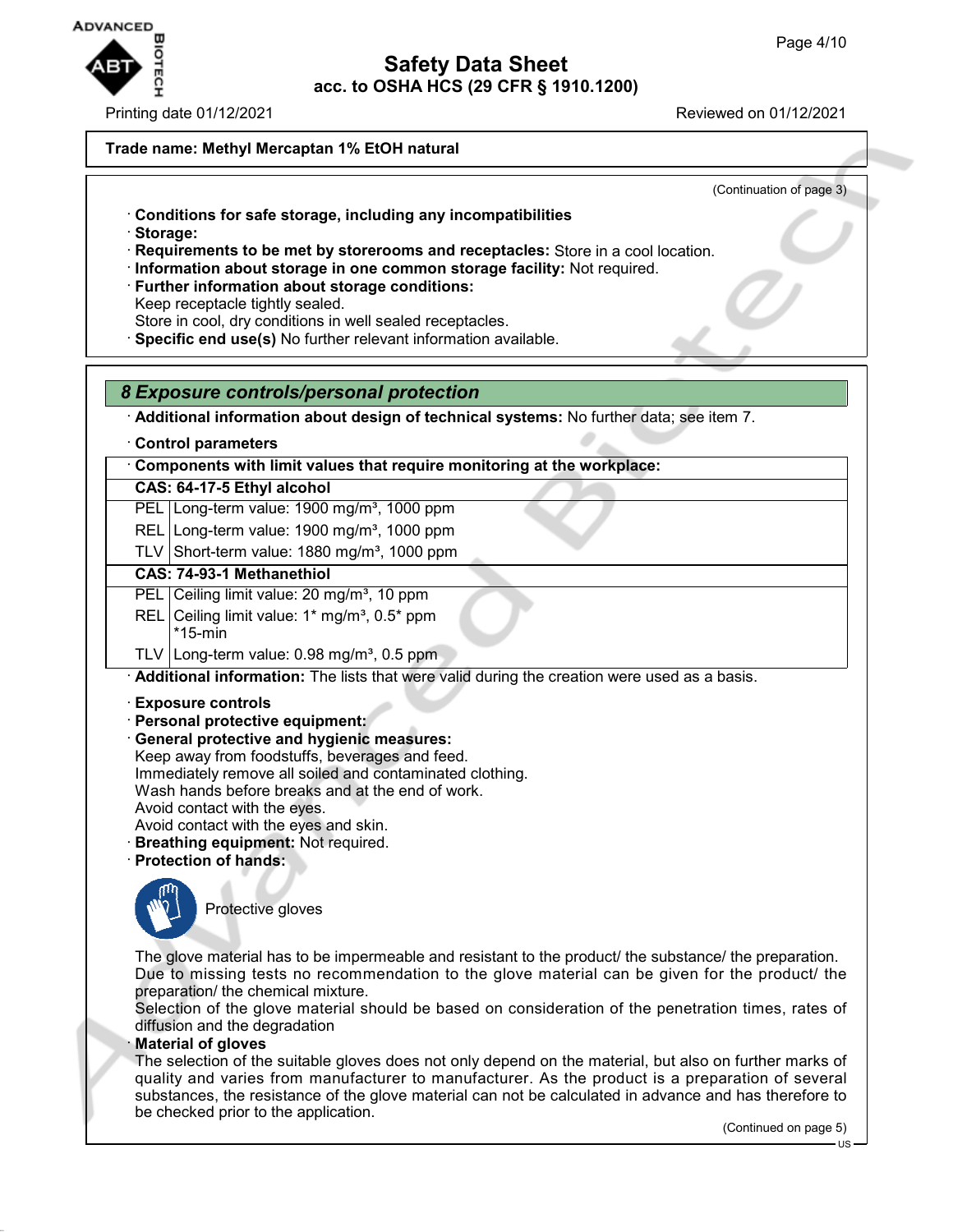**Trade name: Methyl Mercaptan 1% EtOH natural**

(Continuation of page 3)

· **Conditions for safe storage, including any incompatibilities**
· **Storage:**
· **Requirements to be met by storerooms and receptacles:** Store in a cool location.
· **Information about storage in one common storage facility:** Not required.
· **Further information about storage conditions:**
Keep receptacle tightly sealed.
Store in cool, dry conditions in well sealed receptacles.
· **Specific end use(s)** No further relevant information available.

## *8 Exposure controls/personal protection*

· **Additional information about design of technical systems:** No further data; see item 7.

· **Control parameters**

| · Components with limit values that require monitoring at the workplace: | |
|---|---|
| **CAS: 64-17-5 Ethyl alcohol** | |
| PEL | Long-term value: 1900 mg/m³, 1000 ppm |
| REL | Long-term value: 1900 mg/m³, 1000 ppm |
| TLV | Short-term value: 1880 mg/m³, 1000 ppm |
| **CAS: 74-93-1 Methanethiol** | |
| PEL | Ceiling limit value: 20 mg/m³, 10 ppm |
| REL | Ceiling limit value: 1* mg/m³, 0.5* ppm<br>*15-min |
| TLV | Long-term value: 0.98 mg/m³, 0.5 ppm |

· **Additional information:** The lists that were valid during the creation were used as a basis.

· **Exposure controls**
· **Personal protective equipment:**
· **General protective and hygienic measures:**
Keep away from foodstuffs, beverages and feed.
Immediately remove all soiled and contaminated clothing.
Wash hands before breaks and at the end of work.
Avoid contact with the eyes.
Avoid contact with the eyes and skin.
· **Breathing equipment:** Not required.
· **Protection of hands:**

Protective gloves

The glove material has to be impermeable and resistant to the product/ the substance/ the preparation.
Due to missing tests no recommendation to the glove material can be given for the product/ the preparation/ the chemical mixture.
Selection of the glove material should be based on consideration of the penetration times, rates of diffusion and the degradation
· **Material of gloves**
The selection of the suitable gloves does not only depend on the material, but also on further marks of quality and varies from manufacturer to manufacturer. As the product is a preparation of several substances, the resistance of the glove material can not be calculated in advance and has therefore to be checked prior to the application.

(Continued on page 5)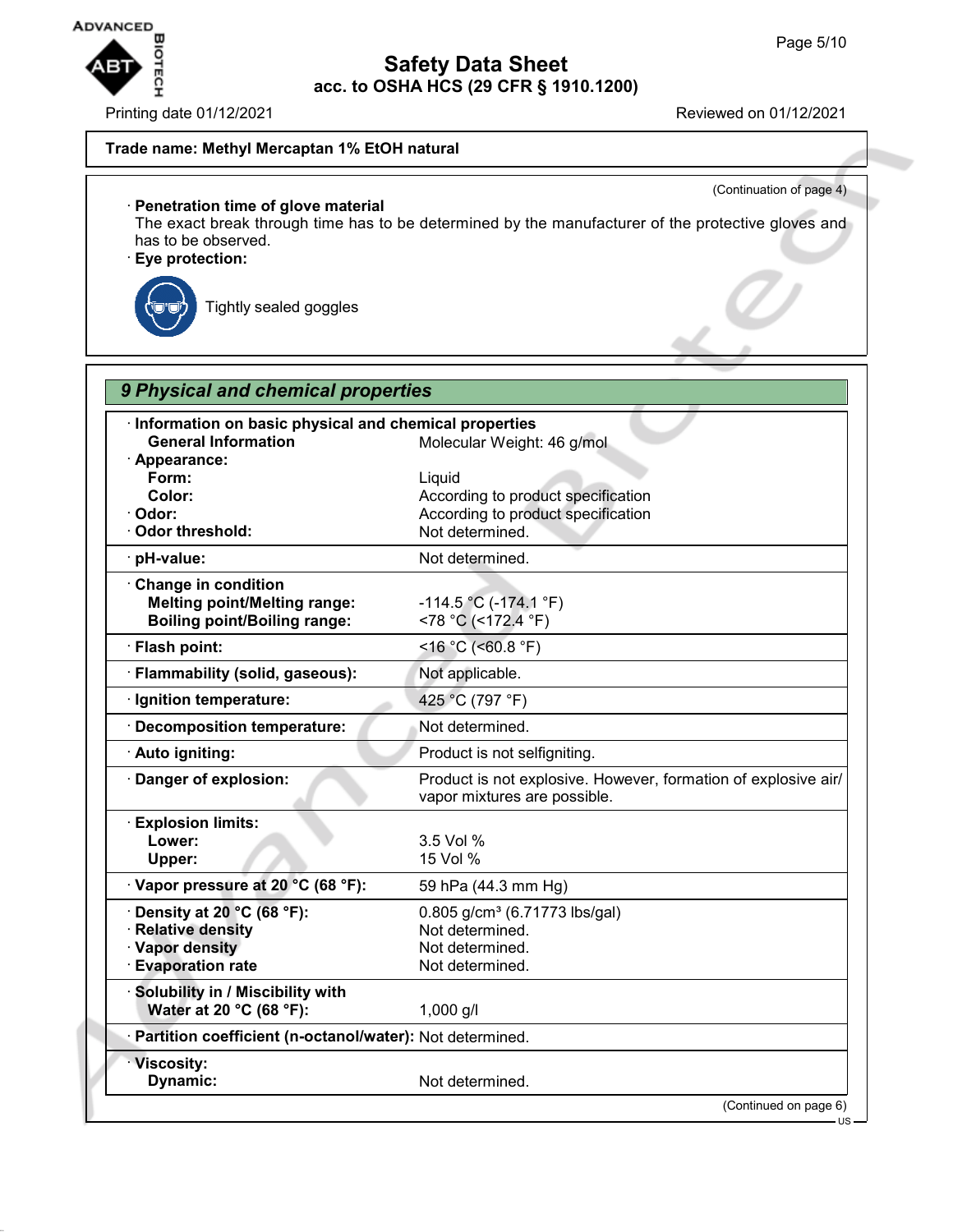Trade name: **Methyl Mercaptan 1% EtOH natural**

(Continuation of page 4)

· **Penetration time of glove material**
The exact break through time has to be determined by the manufacturer of the protective gloves and has to be observed.

· **Eye protection:**

Tightly sealed goggles

## 9 Physical and chemical properties

| | |
|---|---|
| · **Information on basic physical and chemical properties** | |
| **General Information** | Molecular Weight: 46 g/mol |
| · **Appearance:** | |
| **Form:** | Liquid |
| **Color:** | According to product specification |
| · **Odor:** | According to product specification |
| · **Odor threshold:** | Not determined. |
| · **pH-value:** | Not determined. |
| · **Change in condition** | |
| **Melting point/Melting range:** | -114.5 °C (-174.1 °F) |
| **Boiling point/Boiling range:** | <78 °C (<172.4 °F) |
| · **Flash point:** | <16 °C (<60.8 °F) |
| · **Flammability (solid, gaseous):** | Not applicable. |
| · **Ignition temperature:** | 425 °C (797 °F) |
| · **Decomposition temperature:** | Not determined. |
| · **Auto igniting:** | Product is not selfigniting. |
| · **Danger of explosion:** | Product is not explosive. However, formation of explosive air/vapor mixtures are possible. |
| · **Explosion limits:** | |
| **Lower:** | 3.5 Vol % |
| **Upper:** | 15 Vol % |
| · **Vapor pressure at 20 °C (68 °F):** | 59 hPa (44.3 mm Hg) |
| · **Density at 20 °C (68 °F):** | 0.805 g/cm³ (6.71773 lbs/gal) |
| · **Relative density** | Not determined. |
| · **Vapor density** | Not determined. |
| · **Evaporation rate** | Not determined. |
| · **Solubility in / Miscibility with** | |
| **Water at 20 °C (68 °F):** | 1,000 g/l |
| · **Partition coefficient (n-octanol/water):** | Not determined. |
| · **Viscosity:** | |
| **Dynamic:** | Not determined. |

(Continued on page 6)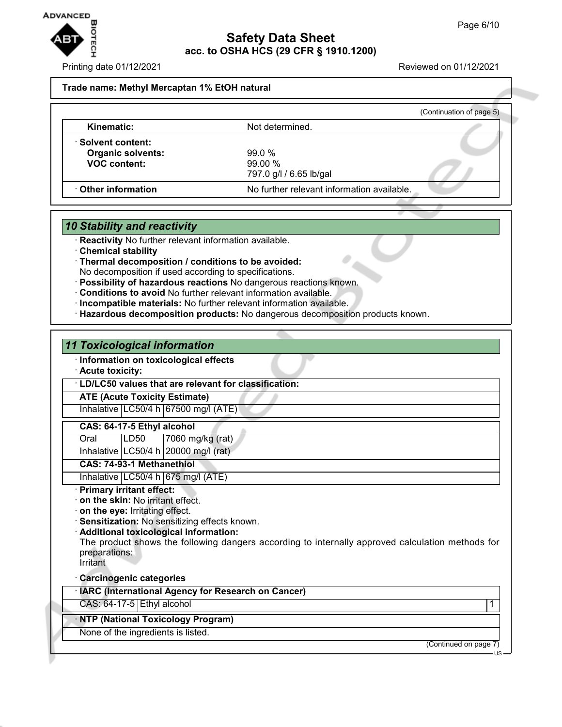Trade name: Methyl Mercaptan 1% EtOH natural

(Continuation of page 5)

| | |
|---|---|
| **Kinematic:** | Not determined. |
| · **Solvent content:** | |
| **Organic solvents:** | 99.0 % |
| **VOC content:** | 99.00 % |
| | 797.0 g/l / 6.65 lb/gal |
| · **Other information** | No further relevant information available. |

## 10 Stability and reactivity

· **Reactivity** No further relevant information available.
· **Chemical stability**
· **Thermal decomposition / conditions to be avoided:**
No decomposition if used according to specifications.
· **Possibility of hazardous reactions** No dangerous reactions known.
· **Conditions to avoid** No further relevant information available.
· **Incompatible materials:** No further relevant information available.
· **Hazardous decomposition products:** No dangerous decomposition products known.

## 11 Toxicological information

· **Information on toxicological effects**
· **Acute toxicity:**

| · **LD/LC50 values that are relevant for classification:** | | |
|---|---|---|
| **ATE (Acute Toxicity Estimate)** | | |
| Inhalative | LC50/4 h | 67500 mg/l (ATE) |
| **CAS: 64-17-5 Ethyl alcohol** | | |
| Oral | LD50 | 7060 mg/kg (rat) |
| Inhalative | LC50/4 h | 20000 mg/l (rat) |
| **CAS: 74-93-1 Methanethiol** | | |
| Inhalative | LC50/4 h | 675 mg/l (ATE) |

· **Primary irritant effect:**
· **on the skin:** No irritant effect.
· **on the eye:** Irritating effect.
· **Sensitization:** No sensitizing effects known.
· **Additional toxicological information:**
The product shows the following dangers according to internally approved calculation methods for preparations:
Irritant

· **Carcinogenic categories**

| · **IARC (International Agency for Research on Cancer)** | | |
|---|---|---|
| CAS: 64-17-5 | Ethyl alcohol | 1 |

| · **NTP (National Toxicology Program)** |
|---|
| None of the ingredients is listed. |

(Continued on page 7)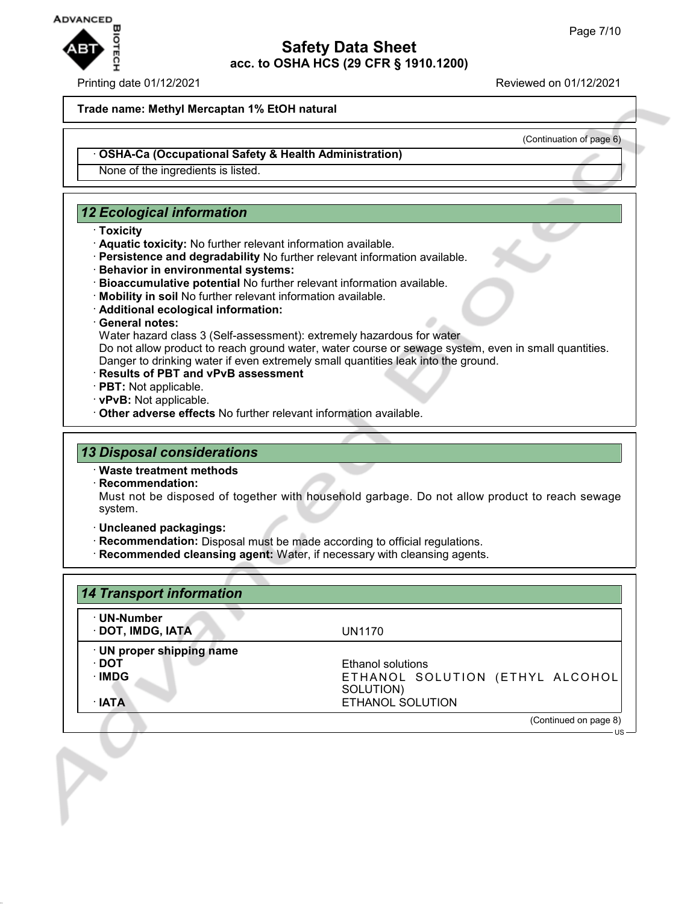**Trade name: Methyl Mercaptan 1% EtOH natural**

(Continuation of page 6)

· **OSHA-Ca (Occupational Safety & Health Administration)**

None of the ingredients is listed.

## 12 Ecological information

· **Toxicity**
· **Aquatic toxicity:** No further relevant information available.
· **Persistence and degradability** No further relevant information available.
· **Behavior in environmental systems:**
· **Bioaccumulative potential** No further relevant information available.
· **Mobility in soil** No further relevant information available.
· **Additional ecological information:**
· **General notes:**
Water hazard class 3 (Self-assessment): extremely hazardous for water
Do not allow product to reach ground water, water course or sewage system, even in small quantities.
Danger to drinking water if even extremely small quantities leak into the ground.
· **Results of PBT and vPvB assessment**
· **PBT:** Not applicable.
· **vPvB:** Not applicable.
· **Other adverse effects** No further relevant information available.

## 13 Disposal considerations

· **Waste treatment methods**
· **Recommendation:**
Must not be disposed of together with household garbage. Do not allow product to reach sewage system.

· **Uncleaned packagings:**
· **Recommendation:** Disposal must be made according to official regulations.
· **Recommended cleansing agent:** Water, if necessary with cleansing agents.

## 14 Transport information

| | |
|---|---|
| · **UN-Number** | |
| · **DOT, IMDG, IATA** | UN1170 |
| · **UN proper shipping name** | |
| · **DOT** | Ethanol solutions |
| · **IMDG** | ETHANOL SOLUTION (ETHYL ALCOHOL SOLUTION) |
| · **IATA** | ETHANOL SOLUTION |

(Continued on page 8)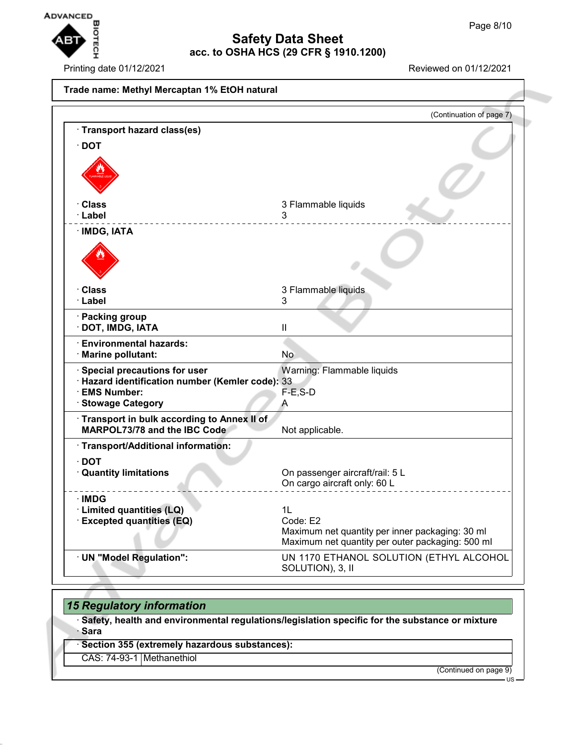**Trade name: Methyl Mercaptan 1% EtOH natural**

(Continuation of page 7)

· **Transport hazard class(es)**

· **DOT**

| | |
|---|---|
| · **Class** | 3 Flammable liquids |
| · **Label** | 3 |

· **IMDG, IATA**

| | |
|---|---|
| · **Class** | 3 Flammable liquids |
| · **Label** | 3 |

| | |
|---|---|
| · **Packing group** | |
| · **DOT, IMDG, IATA** | II |
| · **Environmental hazards:** | |
| · **Marine pollutant:** | No |
| · **Special precautions for user** | Warning: Flammable liquids |
| · **Hazard identification number (Kemler code):** | 33 |
| · **EMS Number:** | F-E,S-D |
| · **Stowage Category** | A |
| · **Transport in bulk according to Annex II of MARPOL73/78 and the IBC Code** | Not applicable. |

· **Transport/Additional information:**

| | |
|---|---|
| · **DOT** | |
| · **Quantity limitations** | On passenger aircraft/rail: 5 L<br>On cargo aircraft only: 60 L |
| · **IMDG** | |
| · **Limited quantities (LQ)** | 1L |
| · **Excepted quantities (EQ)** | Code: E2<br>Maximum net quantity per inner packaging: 30 ml<br>Maximum net quantity per outer packaging: 500 ml |
| · **UN "Model Regulation":** | UN 1170 ETHANOL SOLUTION (ETHYL ALCOHOL SOLUTION), 3, II |

## *15 Regulatory information*

· **Safety, health and environmental regulations/legislation specific for the substance or mixture**

· **Sara**

· **Section 355 (extremely hazardous substances):**

| | |
|---|---|
| CAS: 74-93-1 | Methanethiol |

(Continued on page 9)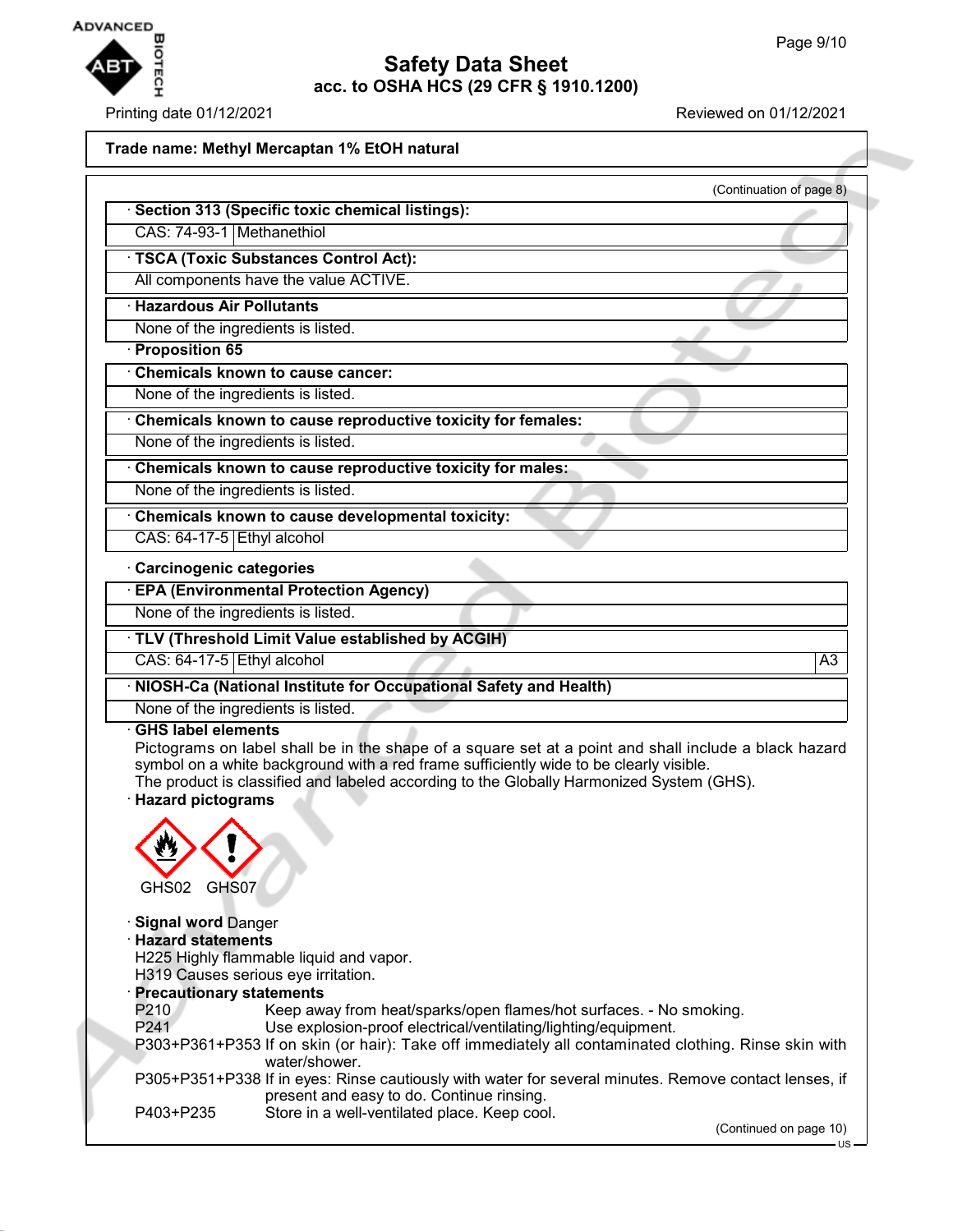**Trade name: Methyl Mercaptan 1% EtOH natural**

(Continuation of page 8)

· **Section 313 (Specific toxic chemical listings):**

| CAS: 74-93-1 | Methanethiol |
|---|---|

· **TSCA (Toxic Substances Control Act):**

All components have the value ACTIVE.

· **Hazardous Air Pollutants**

None of the ingredients is listed.

· **Proposition 65**

· **Chemicals known to cause cancer:**

None of the ingredients is listed.

· **Chemicals known to cause reproductive toxicity for females:**

None of the ingredients is listed.

· **Chemicals known to cause reproductive toxicity for males:**

None of the ingredients is listed.

· **Chemicals known to cause developmental toxicity:**

| CAS: 64-17-5 | Ethyl alcohol |
|---|---|

· **Carcinogenic categories**

· **EPA (Environmental Protection Agency)**

None of the ingredients is listed.

· **TLV (Threshold Limit Value established by ACGIH)**

| CAS: 64-17-5 | Ethyl alcohol | A3 |
|---|---|---|

· **NIOSH-Ca (National Institute for Occupational Safety and Health)**

None of the ingredients is listed.

· **GHS label elements**

Pictograms on label shall be in the shape of a square set at a point and shall include a black hazard symbol on a white background with a red frame sufficiently wide to be clearly visible.
The product is classified and labeled according to the Globally Harmonized System (GHS).

· **Hazard pictograms**

GHS02 GHS07

· **Signal word** Danger

· **Hazard statements**

H225 Highly flammable liquid and vapor.
H319 Causes serious eye irritation.

· **Precautionary statements**

P210 Keep away from heat/sparks/open flames/hot surfaces. - No smoking.
P241 Use explosion-proof electrical/ventilating/lighting/equipment.
P303+P361+P353 If on skin (or hair): Take off immediately all contaminated clothing. Rinse skin with water/shower.
P305+P351+P338 If in eyes: Rinse cautiously with water for several minutes. Remove contact lenses, if present and easy to do. Continue rinsing.
P403+P235 Store in a well-ventilated place. Keep cool.

(Continued on page 10)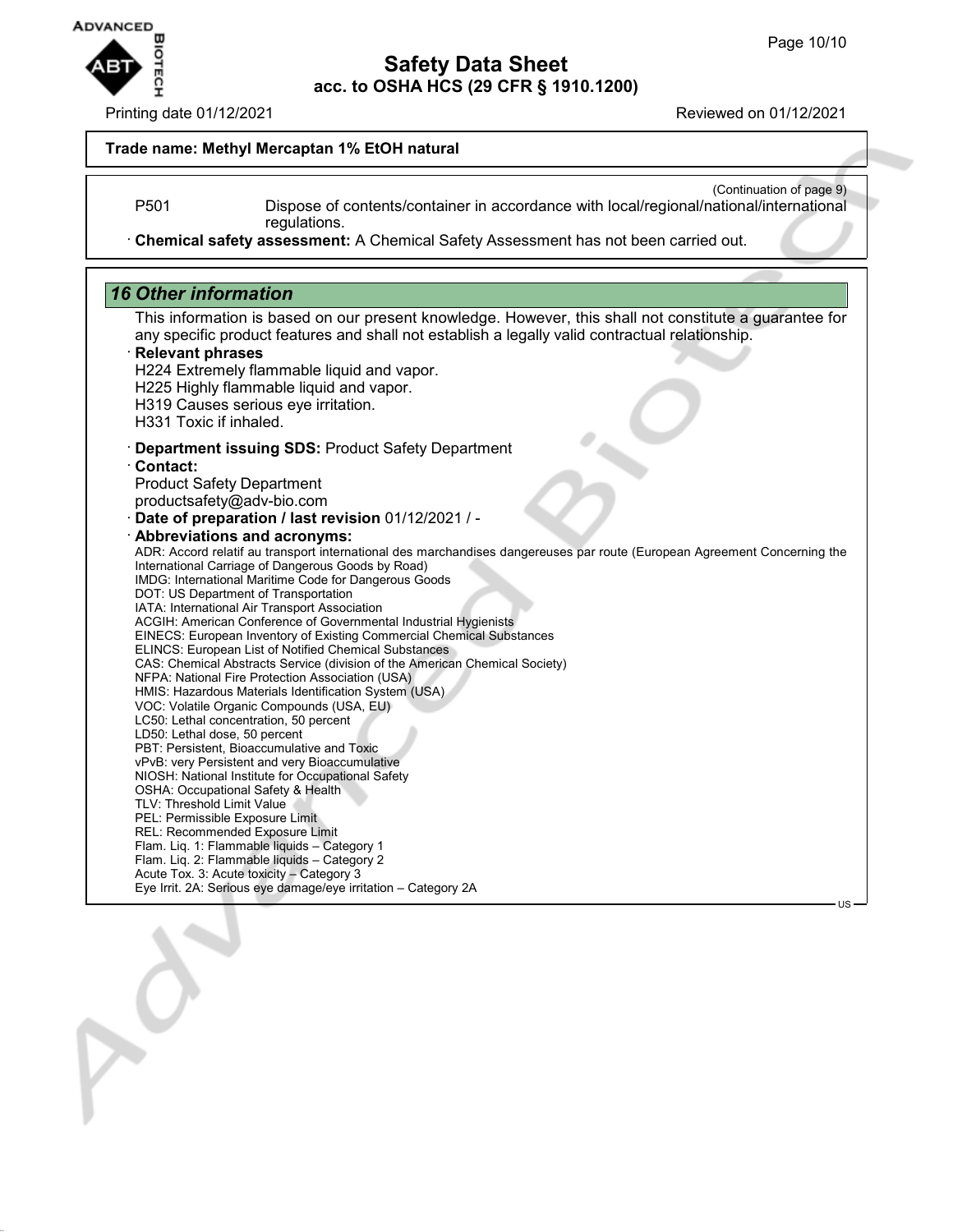**Trade name: Methyl Mercaptan 1% EtOH natural**

(Continuation of page 9)

P501 Dispose of contents/container in accordance with local/regional/national/international regulations.

· **Chemical safety assessment:** A Chemical Safety Assessment has not been carried out.

## 16 Other information

This information is based on our present knowledge. However, this shall not constitute a guarantee for any specific product features and shall not establish a legally valid contractual relationship.

· **Relevant phrases**

H224 Extremely flammable liquid and vapor.
H225 Highly flammable liquid and vapor.
H319 Causes serious eye irritation.
H331 Toxic if inhaled.

· **Department issuing SDS:** Product Safety Department

· **Contact:**
Product Safety Department
productsafety@adv-bio.com

· **Date of preparation / last revision** 01/12/2021 / -

· **Abbreviations and acronyms:**

ADR: Accord relatif au transport international des marchandises dangereuses par route (European Agreement Concerning the International Carriage of Dangerous Goods by Road)
IMDG: International Maritime Code for Dangerous Goods
DOT: US Department of Transportation
IATA: International Air Transport Association
ACGIH: American Conference of Governmental Industrial Hygienists
EINECS: European Inventory of Existing Commercial Chemical Substances
ELINCS: European List of Notified Chemical Substances
CAS: Chemical Abstracts Service (division of the American Chemical Society)
NFPA: National Fire Protection Association (USA)
HMIS: Hazardous Materials Identification System (USA)
VOC: Volatile Organic Compounds (USA, EU)
LC50: Lethal concentration, 50 percent
LD50: Lethal dose, 50 percent
PBT: Persistent, Bioaccumulative and Toxic
vPvB: very Persistent and very Bioaccumulative
NIOSH: National Institute for Occupational Safety
OSHA: Occupational Safety & Health
TLV: Threshold Limit Value
PEL: Permissible Exposure Limit
REL: Recommended Exposure Limit
Flam. Liq. 1: Flammable liquids – Category 1
Flam. Liq. 2: Flammable liquids – Category 2
Acute Tox. 3: Acute toxicity – Category 3
Eye Irrit. 2A: Serious eye damage/eye irritation – Category 2A